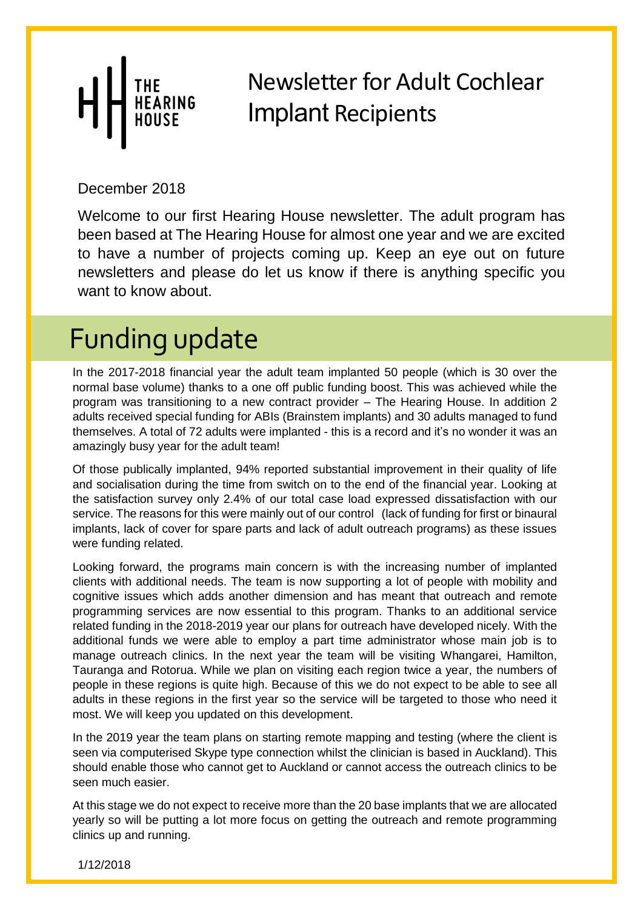THE HEARING HOUSE

# Newsletter for Adult Cochlear Implant Recipients

December 2018

Welcome to our first Hearing House newsletter. The adult program has been based at The Hearing House for almost one year and we are excited to have a number of projects coming up. Keep an eye out on future newsletters and please do let us know if there is anything specific you want to know about.

## Funding update

In the 2017-2018 financial year the adult team implanted 50 people (which is 30 over the normal base volume) thanks to a one off public funding boost. This was achieved while the program was transitioning to a new contract provider – The Hearing House. In addition 2 adults received special funding for ABIs (Brainstem implants) and 30 adults managed to fund themselves. A total of 72 adults were implanted - this is a record and it's no wonder it was an amazingly busy year for the adult team!

Of those publically implanted, 94% reported substantial improvement in their quality of life and socialisation during the time from switch on to the end of the financial year. Looking at the satisfaction survey only 2.4% of our total case load expressed dissatisfaction with our service. The reasons for this were mainly out of our control (lack of funding for first or binaural implants, lack of cover for spare parts and lack of adult outreach programs) as these issues were funding related.

Looking forward, the programs main concern is with the increasing number of implanted clients with additional needs. The team is now supporting a lot of people with mobility and cognitive issues which adds another dimension and has meant that outreach and remote programming services are now essential to this program. Thanks to an additional service related funding in the 2018-2019 year our plans for outreach have developed nicely. With the additional funds we were able to employ a part time administrator whose main job is to manage outreach clinics. In the next year the team will be visiting Whangarei, Hamilton, Tauranga and Rotorua. While we plan on visiting each region twice a year, the numbers of people in these regions is quite high. Because of this we do not expect to be able to see all adults in these regions in the first year so the service will be targeted to those who need it most. We will keep you updated on this development.

In the 2019 year the team plans on starting remote mapping and testing (where the client is seen via computerised Skype type connection whilst the clinician is based in Auckland). This should enable those who cannot get to Auckland or cannot access the outreach clinics to be seen much easier.

At this stage we do not expect to receive more than the 20 base implants that we are allocated yearly so will be putting a lot more focus on getting the outreach and remote programming clinics up and running.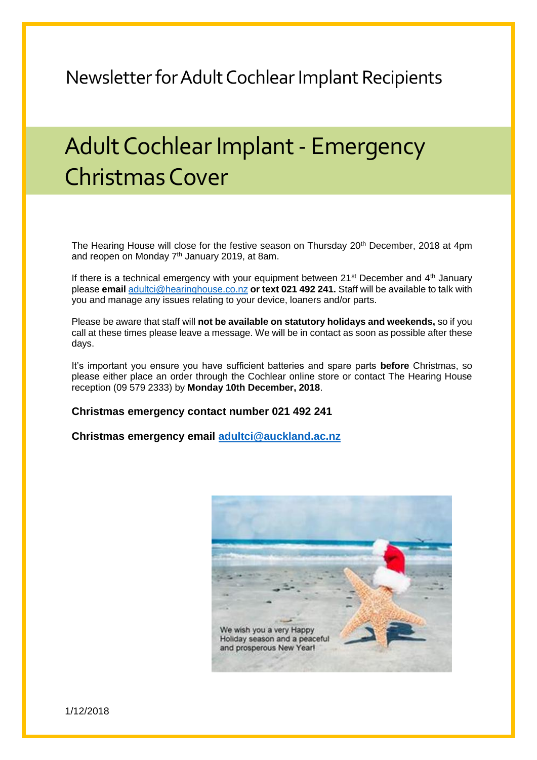Newsletter for Adult Cochlear Implant Recipients

# Adult Cochlear Implant - Emergency Christmas Cover

The Hearing House will close for the festive season on Thursday 20th December, 2018 at 4pm and reopen on Monday 7th January 2019, at 8am.

If there is a technical emergency with your equipment between 21st December and 4th January please **email** adultci@hearinghouse.co.nz **or text 021 492 241.** Staff will be available to talk with you and manage any issues relating to your device, loaners and/or parts.

Please be aware that staff will **not be available on statutory holidays and weekends,** so if you call at these times please leave a message. We will be in contact as soon as possible after these days.

It's important you ensure you have sufficient batteries and spare parts **before** Christmas, so please either place an order through the Cochlear online store or contact The Hearing House reception (09 579 2333) by **Monday 10th December, 2018**.

**Christmas emergency contact number 021 492 241**

**Christmas emergency email adultci@auckland.ac.nz**

We wish you a very Happy Holiday season and a peaceful and prosperous New Year!

1/12/2018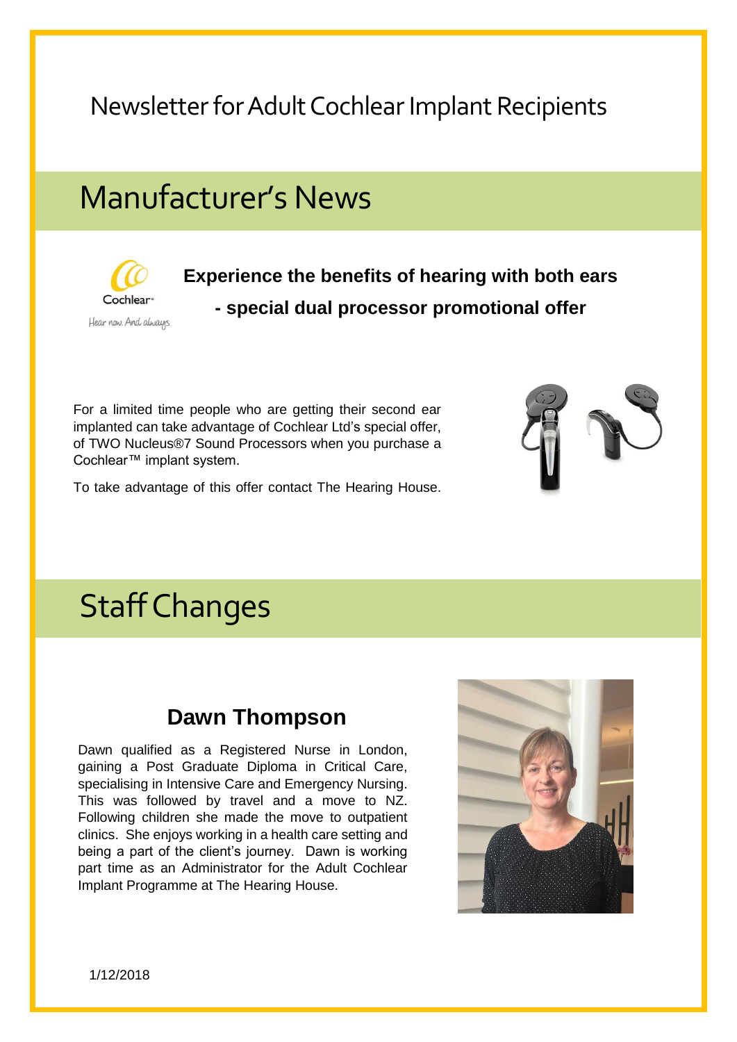# Newsletter for Adult Cochlear Implant Recipients

## Manufacturer's News

Cochlear
Hear now. And always

**Experience the benefits of hearing with both ears**

**- special dual processor promotional offer**

For a limited time people who are getting their second ear implanted can take advantage of Cochlear Ltd's special offer, of TWO Nucleus®7 Sound Processors when you purchase a Cochlear™ implant system.

To take advantage of this offer contact The Hearing House.

## Staff Changes

### Dawn Thompson

Dawn qualified as a Registered Nurse in London, gaining a Post Graduate Diploma in Critical Care, specialising in Intensive Care and Emergency Nursing. This was followed by travel and a move to NZ. Following children she made the move to outpatient clinics. She enjoys working in a health care setting and being a part of the client's journey. Dawn is working part time as an Administrator for the Adult Cochlear Implant Programme at The Hearing House.

1/12/2018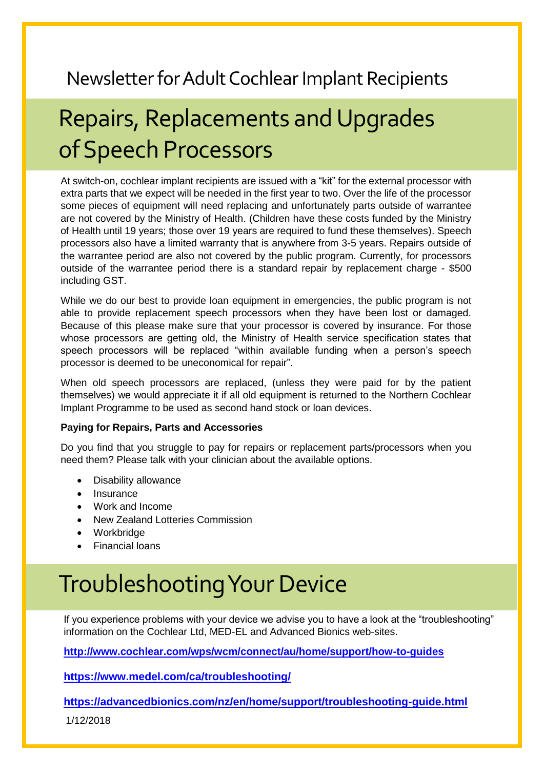Newsletter for Adult Cochlear Implant Recipients

# Repairs, Replacements and Upgrades of Speech Processors

At switch-on, cochlear implant recipients are issued with a "kit" for the external processor with extra parts that we expect will be needed in the first year to two. Over the life of the processor some pieces of equipment will need replacing and unfortunately parts outside of warrantee are not covered by the Ministry of Health. (Children have these costs funded by the Ministry of Health until 19 years; those over 19 years are required to fund these themselves). Speech processors also have a limited warranty that is anywhere from 3-5 years. Repairs outside of the warrantee period are also not covered by the public program. Currently, for processors outside of the warrantee period there is a standard repair by replacement charge - $500 including GST.

While we do our best to provide loan equipment in emergencies, the public program is not able to provide replacement speech processors when they have been lost or damaged. Because of this please make sure that your processor is covered by insurance. For those whose processors are getting old, the Ministry of Health service specification states that speech processors will be replaced "within available funding when a person's speech processor is deemed to be uneconomical for repair".

When old speech processors are replaced, (unless they were paid for by the patient themselves) we would appreciate it if all old equipment is returned to the Northern Cochlear Implant Programme to be used as second hand stock or loan devices.

**Paying for Repairs, Parts and Accessories**

Do you find that you struggle to pay for repairs or replacement parts/processors when you need them? Please talk with your clinician about the available options.

- Disability allowance
- Insurance
- Work and Income
- New Zealand Lotteries Commission
- Workbridge
- Financial loans

# Troubleshooting Your Device

If you experience problems with your device we advise you to have a look at the "troubleshooting" information on the Cochlear Ltd, MED-EL and Advanced Bionics web-sites.

**http://www.cochlear.com/wps/wcm/connect/au/home/support/how-to-guides**

**https://www.medel.com/ca/troubleshooting/**

**https://advancedbionics.com/nz/en/home/support/troubleshooting-guide.html**

1/12/2018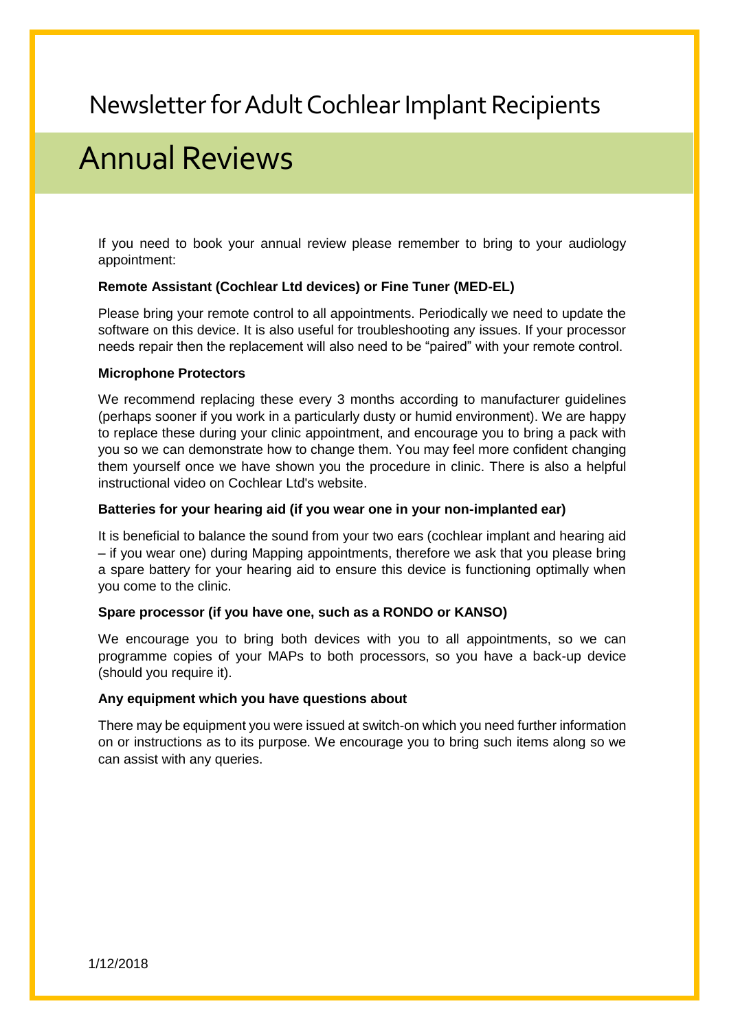Newsletter for Adult Cochlear Implant Recipients

# Annual Reviews

If you need to book your annual review please remember to bring to your audiology appointment:

**Remote Assistant (Cochlear Ltd devices) or Fine Tuner (MED-EL)**

Please bring your remote control to all appointments. Periodically we need to update the software on this device. It is also useful for troubleshooting any issues. If your processor needs repair then the replacement will also need to be "paired" with your remote control.

**Microphone Protectors**

We recommend replacing these every 3 months according to manufacturer guidelines (perhaps sooner if you work in a particularly dusty or humid environment). We are happy to replace these during your clinic appointment, and encourage you to bring a pack with you so we can demonstrate how to change them. You may feel more confident changing them yourself once we have shown you the procedure in clinic. There is also a helpful instructional video on Cochlear Ltd's website.

**Batteries for your hearing aid (if you wear one in your non-implanted ear)**

It is beneficial to balance the sound from your two ears (cochlear implant and hearing aid – if you wear one) during Mapping appointments, therefore we ask that you please bring a spare battery for your hearing aid to ensure this device is functioning optimally when you come to the clinic.

**Spare processor (if you have one, such as a RONDO or KANSO)**

We encourage you to bring both devices with you to all appointments, so we can programme copies of your MAPs to both processors, so you have a back-up device (should you require it).

**Any equipment which you have questions about**

There may be equipment you were issued at switch-on which you need further information on or instructions as to its purpose. We encourage you to bring such items along so we can assist with any queries.

1/12/2018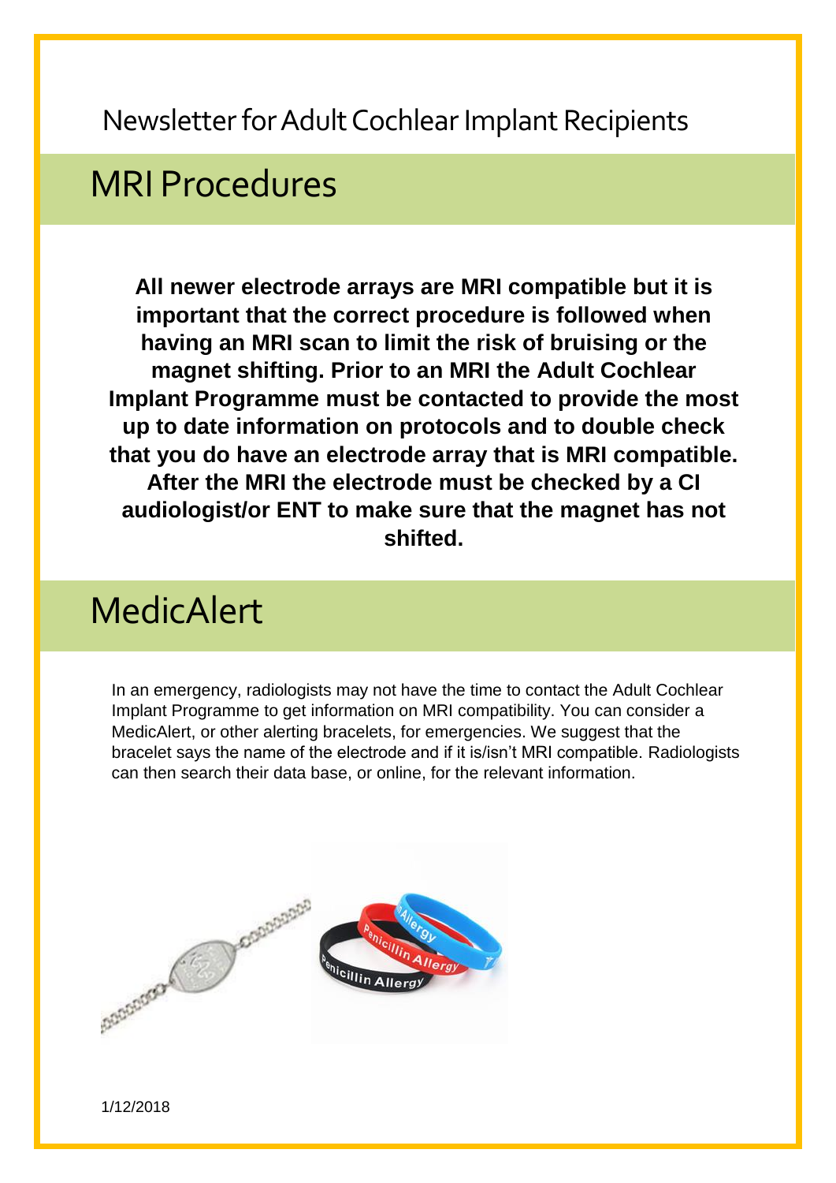Newsletter for Adult Cochlear Implant Recipients

## MRI Procedures

**All newer electrode arrays are MRI compatible but it is important that the correct procedure is followed when having an MRI scan to limit the risk of bruising or the magnet shifting. Prior to an MRI the Adult Cochlear Implant Programme must be contacted to provide the most up to date information on protocols and to double check that you do have an electrode array that is MRI compatible. After the MRI the electrode must be checked by a CI audiologist/or ENT to make sure that the magnet has not shifted.**

## MedicAlert

In an emergency, radiologists may not have the time to contact the Adult Cochlear Implant Programme to get information on MRI compatibility. You can consider a MedicAlert, or other alerting bracelets, for emergencies. We suggest that the bracelet says the name of the electrode and if it is/isn't MRI compatible. Radiologists can then search their data base, or online, for the relevant information.

1/12/2018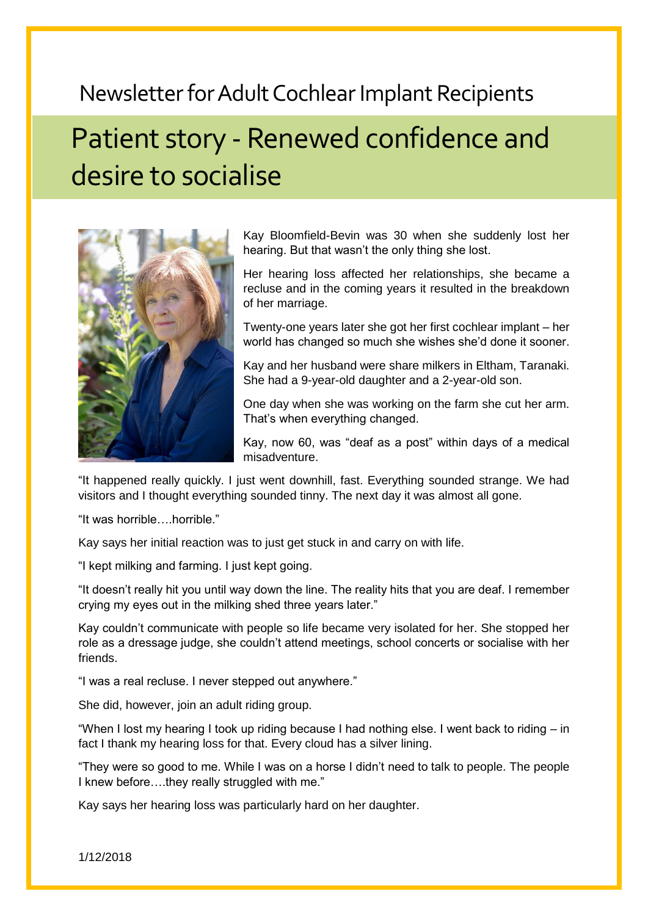# Newsletter for Adult Cochlear Implant Recipients

## Patient story - Renewed confidence and desire to socialise

Kay Bloomfield-Bevin was 30 when she suddenly lost her hearing. But that wasn't the only thing she lost.

Her hearing loss affected her relationships, she became a recluse and in the coming years it resulted in the breakdown of her marriage.

Twenty-one years later she got her first cochlear implant – her world has changed so much she wishes she'd done it sooner.

Kay and her husband were share milkers in Eltham, Taranaki. She had a 9-year-old daughter and a 2-year-old son.

One day when she was working on the farm she cut her arm. That's when everything changed.

Kay, now 60, was "deaf as a post" within days of a medical misadventure.

"It happened really quickly. I just went downhill, fast. Everything sounded strange. We had visitors and I thought everything sounded tinny. The next day it was almost all gone.

"It was horrible….horrible."

Kay says her initial reaction was to just get stuck in and carry on with life.

"I kept milking and farming. I just kept going.

"It doesn't really hit you until way down the line. The reality hits that you are deaf. I remember crying my eyes out in the milking shed three years later."

Kay couldn't communicate with people so life became very isolated for her. She stopped her role as a dressage judge, she couldn't attend meetings, school concerts or socialise with her friends.

"I was a real recluse. I never stepped out anywhere."

She did, however, join an adult riding group.

"When I lost my hearing I took up riding because I had nothing else. I went back to riding – in fact I thank my hearing loss for that. Every cloud has a silver lining.

"They were so good to me. While I was on a horse I didn't need to talk to people. The people I knew before….they really struggled with me."

Kay says her hearing loss was particularly hard on her daughter.

1/12/2018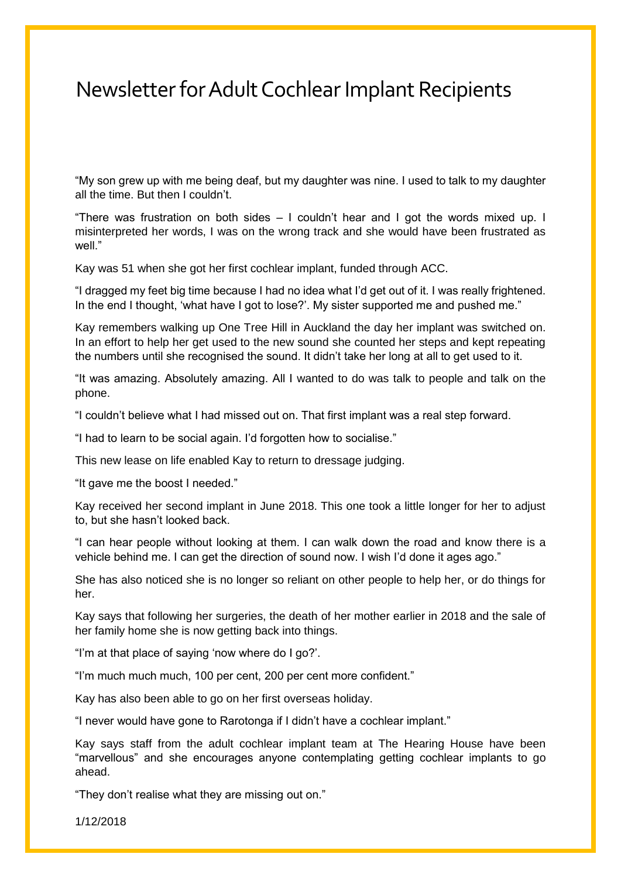# Newsletter for Adult Cochlear Implant Recipients

"My son grew up with me being deaf, but my daughter was nine. I used to talk to my daughter all the time. But then I couldn't.

"There was frustration on both sides – I couldn't hear and I got the words mixed up. I misinterpreted her words, I was on the wrong track and she would have been frustrated as well."

Kay was 51 when she got her first cochlear implant, funded through ACC.

"I dragged my feet big time because I had no idea what I'd get out of it. I was really frightened. In the end I thought, 'what have I got to lose?'. My sister supported me and pushed me."

Kay remembers walking up One Tree Hill in Auckland the day her implant was switched on. In an effort to help her get used to the new sound she counted her steps and kept repeating the numbers until she recognised the sound. It didn't take her long at all to get used to it.

"It was amazing. Absolutely amazing. All I wanted to do was talk to people and talk on the phone.

"I couldn't believe what I had missed out on. That first implant was a real step forward.

"I had to learn to be social again. I'd forgotten how to socialise."

This new lease on life enabled Kay to return to dressage judging.

"It gave me the boost I needed."

Kay received her second implant in June 2018. This one took a little longer for her to adjust to, but she hasn't looked back.

"I can hear people without looking at them. I can walk down the road and know there is a vehicle behind me. I can get the direction of sound now. I wish I'd done it ages ago."

She has also noticed she is no longer so reliant on other people to help her, or do things for her.

Kay says that following her surgeries, the death of her mother earlier in 2018 and the sale of her family home she is now getting back into things.

"I'm at that place of saying 'now where do I go?'.

"I'm much much much, 100 per cent, 200 per cent more confident."

Kay has also been able to go on her first overseas holiday.

"I never would have gone to Rarotonga if I didn't have a cochlear implant."

Kay says staff from the adult cochlear implant team at The Hearing House have been "marvellous" and she encourages anyone contemplating getting cochlear implants to go ahead.

"They don't realise what they are missing out on."

1/12/2018